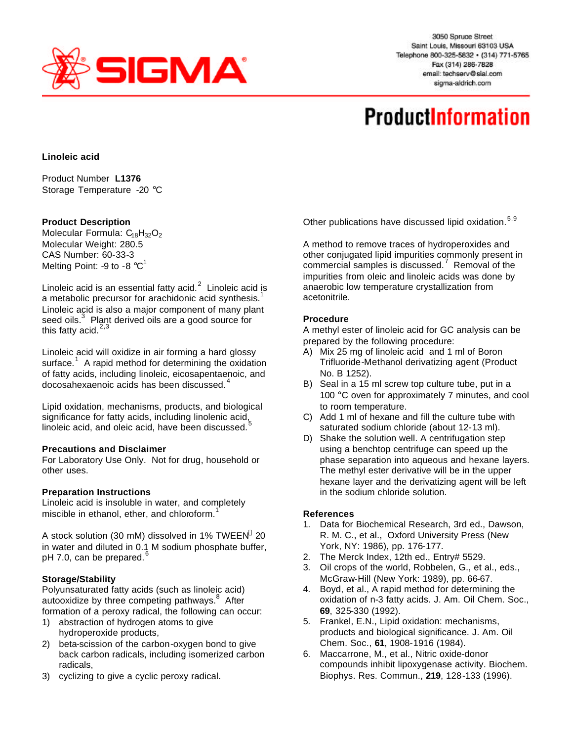# Linoleic acid

Product Number **L1376**
Storage Temperature -20 °C

## Product Description

Molecular Formula: $C_{18}H_{32}O_2$
Molecular Weight: 280.5
CAS Number: 60-33-3
Melting Point: -9 to -8 °C[1]

Linoleic acid is an essential fatty acid.[2] Linoleic acid is a metabolic precursor for arachidonic acid synthesis.[1] Linoleic acid is also a major component of many plant seed oils.[3] Plant derived oils are a good source for this fatty acid.[2,3]

Linoleic acid will oxidize in air forming a hard glossy surface.[1] A rapid method for determining the oxidation of fatty acids, including linoleic, eicosapentaenoic, and docosahexaenoic acids has been discussed.[4]

Lipid oxidation, mechanisms, products, and biological significance for fatty acids, including linolenic acid, linoleic acid, and oleic acid, have been discussed.[5]

## Precautions and Disclaimer

For Laboratory Use Only. Not for drug, household or other uses.

## Preparation Instructions

Linoleic acid is insoluble in water, and completely miscible in ethanol, ether, and chloroform.[1]

A stock solution (30 mM) dissolved in 1% TWEEN® 20 in water and diluted in 0.1 M sodium phosphate buffer, pH 7.0, can be prepared.[6]

## Storage/Stability

Polyunsaturated fatty acids (such as linoleic acid) autooxidize by three competing pathways.[8] After formation of a peroxy radical, the following can occur:

1) abstraction of hydrogen atoms to give hydroperoxide products,
2) beta-scission of the carbon-oxygen bond to give back carbon radicals, including isomerized carbon radicals,
3) cyclizing to give a cyclic peroxy radical.

Other publications have discussed lipid oxidation.[5,9]

A method to remove traces of hydroperoxides and other conjugated lipid impurities commonly present in commercial samples is discussed.[7] Removal of the impurities from oleic and linoleic acids was done by anaerobic low temperature crystallization from acetonitrile.

## Procedure

A methyl ester of linoleic acid for GC analysis can be prepared by the following procedure:

A) Mix 25 mg of linoleic acid and 1 ml of Boron Trifluoride-Methanol derivatizing agent (Product No. B 1252).
B) Seal in a 15 ml screw top culture tube, put in a 100 °C oven for approximately 7 minutes, and cool to room temperature.
C) Add 1 ml of hexane and fill the culture tube with saturated sodium chloride (about 12-13 ml).
D) Shake the solution well. A centrifugation step using a benchtop centrifuge can speed up the phase separation into aqueous and hexane layers. The methyl ester derivative will be in the upper hexane layer and the derivatizing agent will be left in the sodium chloride solution.

## References

1. Data for Biochemical Research, 3rd ed., Dawson, R. M. C., et al., Oxford University Press (New York, NY: 1986), pp. 176-177.
2. The Merck Index, 12th ed., Entry# 5529.
3. Oil crops of the world, Robbelen, G., et al., eds., McGraw-Hill (New York: 1989), pp. 66-67.
4. Boyd, et al., A rapid method for determining the oxidation of n-3 fatty acids. J. Am. Oil Chem. Soc., **69**, 325-330 (1992).
5. Frankel, E.N., Lipid oxidation: mechanisms, products and biological significance. J. Am. Oil Chem. Soc., **61**, 1908-1916 (1984).
6. Maccarrone, M., et al., Nitric oxide-donor compounds inhibit lipoxygenase activity. Biochem. Biophys. Res. Commun., **219**, 128-133 (1996).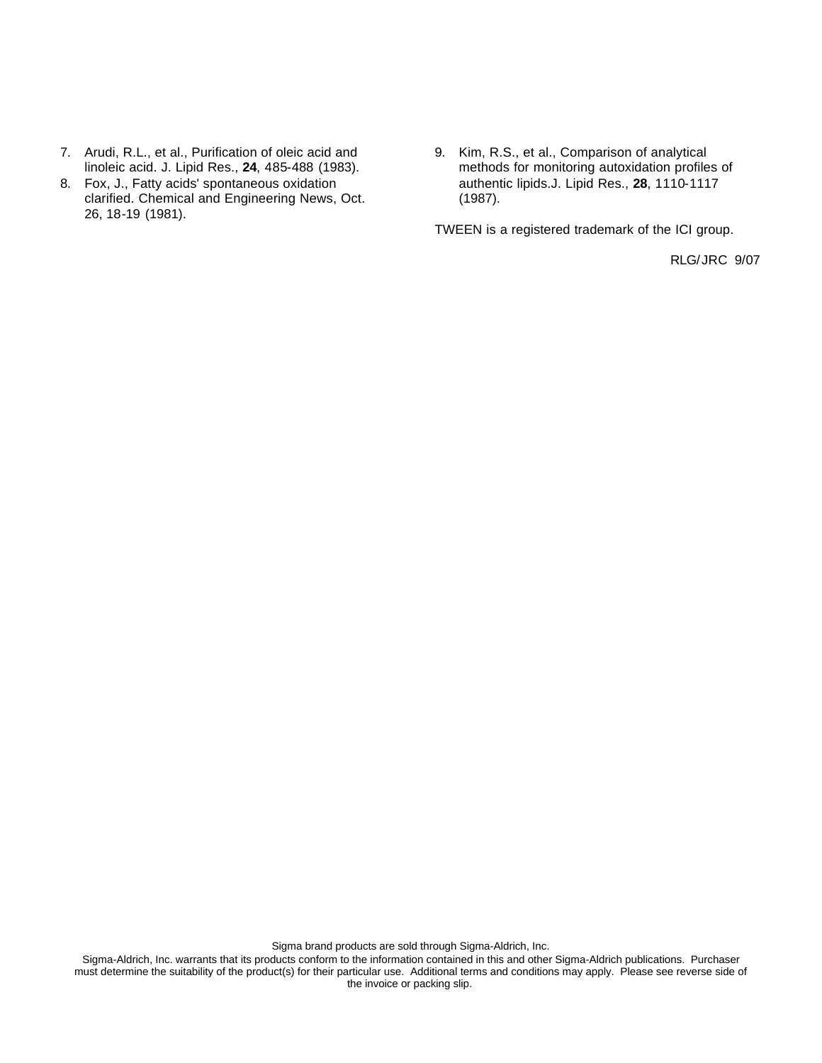7. Arudi, R.L., et al., Purification of oleic acid and linoleic acid. J. Lipid Res., **24**, 485-488 (1983).
8. Fox, J., Fatty acids' spontaneous oxidation clarified. Chemical and Engineering News, Oct. 26, 18-19 (1981).
9. Kim, R.S., et al., Comparison of analytical methods for monitoring autoxidation profiles of authentic lipids.J. Lipid Res., **28**, 1110-1117 (1987).

TWEEN is a registered trademark of the ICI group.

RLG/JRC 9/07

Sigma brand products are sold through Sigma-Aldrich, Inc.

Sigma-Aldrich, Inc. warrants that its products conform to the information contained in this and other Sigma-Aldrich publications. Purchaser must determine the suitability of the product(s) for their particular use. Additional terms and conditions may apply. Please see reverse side of the invoice or packing slip.